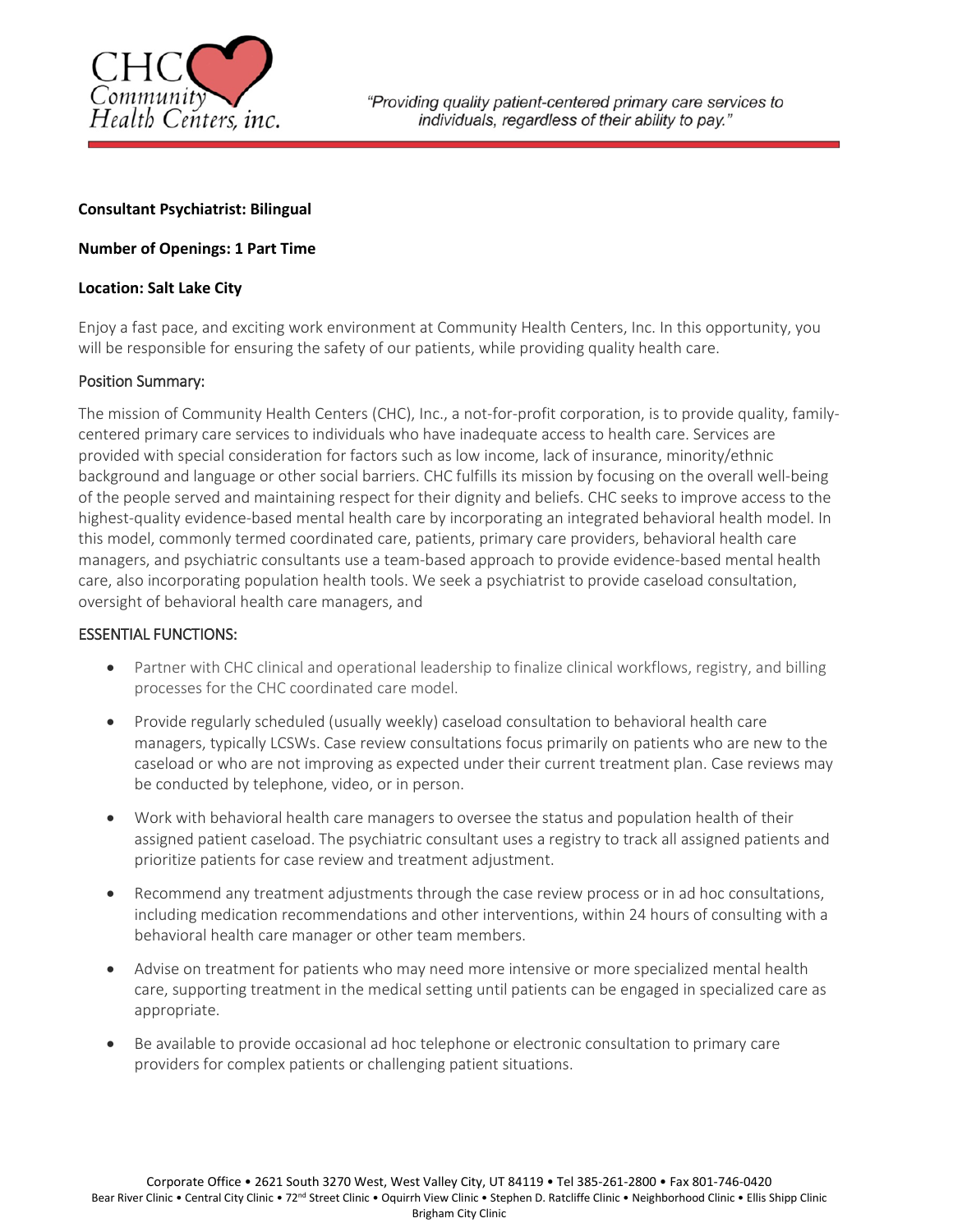"Providing quality patient-centered primary care services to individuals, regardless of their ability to pay."

**Consultant Psychiatrist: Bilingual**

**Number of Openings: 1 Part Time**

**Location: Salt Lake City**

Enjoy a fast pace, and exciting work environment at Community Health Centers, Inc. In this opportunity, you will be responsible for ensuring the safety of our patients, while providing quality health care.

## Position Summary:

The mission of Community Health Centers (CHC), Inc., a not-for-profit corporation, is to provide quality, family-centered primary care services to individuals who have inadequate access to health care. Services are provided with special consideration for factors such as low income, lack of insurance, minority/ethnic background and language or other social barriers. CHC fulfills its mission by focusing on the overall well-being of the people served and maintaining respect for their dignity and beliefs. CHC seeks to improve access to the highest-quality evidence-based mental health care by incorporating an integrated behavioral health model. In this model, commonly termed coordinated care, patients, primary care providers, behavioral health care managers, and psychiatric consultants use a team-based approach to provide evidence-based mental health care, also incorporating population health tools. We seek a psychiatrist to provide caseload consultation, oversight of behavioral health care managers, and

## ESSENTIAL FUNCTIONS:

- Partner with CHC clinical and operational leadership to finalize clinical workflows, registry, and billing processes for the CHC coordinated care model.
- Provide regularly scheduled (usually weekly) caseload consultation to behavioral health care managers, typically LCSWs. Case review consultations focus primarily on patients who are new to the caseload or who are not improving as expected under their current treatment plan. Case reviews may be conducted by telephone, video, or in person.
- Work with behavioral health care managers to oversee the status and population health of their assigned patient caseload. The psychiatric consultant uses a registry to track all assigned patients and prioritize patients for case review and treatment adjustment.
- Recommend any treatment adjustments through the case review process or in ad hoc consultations, including medication recommendations and other interventions, within 24 hours of consulting with a behavioral health care manager or other team members.
- Advise on treatment for patients who may need more intensive or more specialized mental health care, supporting treatment in the medical setting until patients can be engaged in specialized care as appropriate.
- Be available to provide occasional ad hoc telephone or electronic consultation to primary care providers for complex patients or challenging patient situations.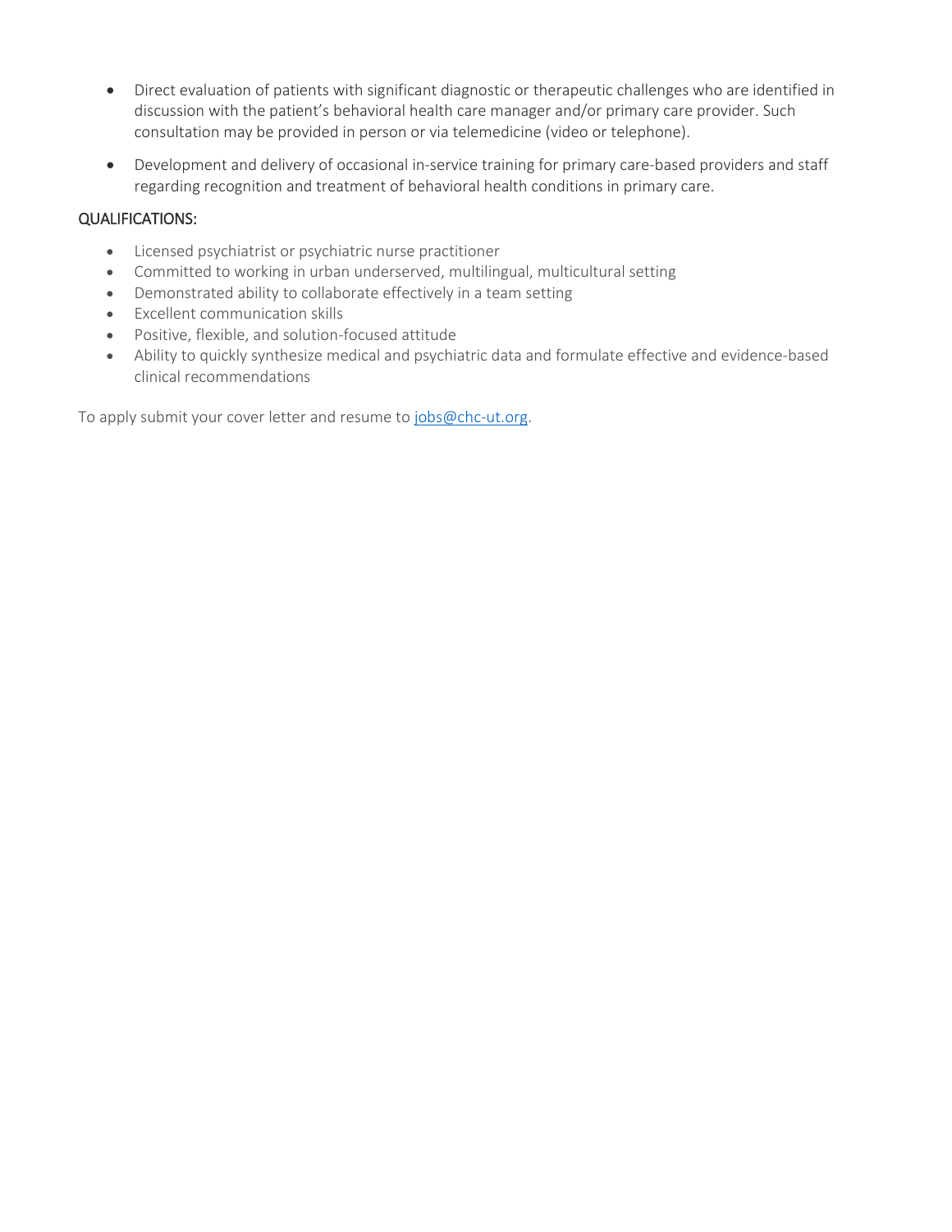- Direct evaluation of patients with significant diagnostic or therapeutic challenges who are identified in discussion with the patient's behavioral health care manager and/or primary care provider. Such consultation may be provided in person or via telemedicine (video or telephone).
- Development and delivery of occasional in-service training for primary care-based providers and staff regarding recognition and treatment of behavioral health conditions in primary care.

## QUALIFICATIONS:

- Licensed psychiatrist or psychiatric nurse practitioner
- Committed to working in urban underserved, multilingual, multicultural setting
- Demonstrated ability to collaborate effectively in a team setting
- Excellent communication skills
- Positive, flexible, and solution-focused attitude
- Ability to quickly synthesize medical and psychiatric data and formulate effective and evidence-based clinical recommendations

To apply submit your cover letter and resume to jobs@chc-ut.org.